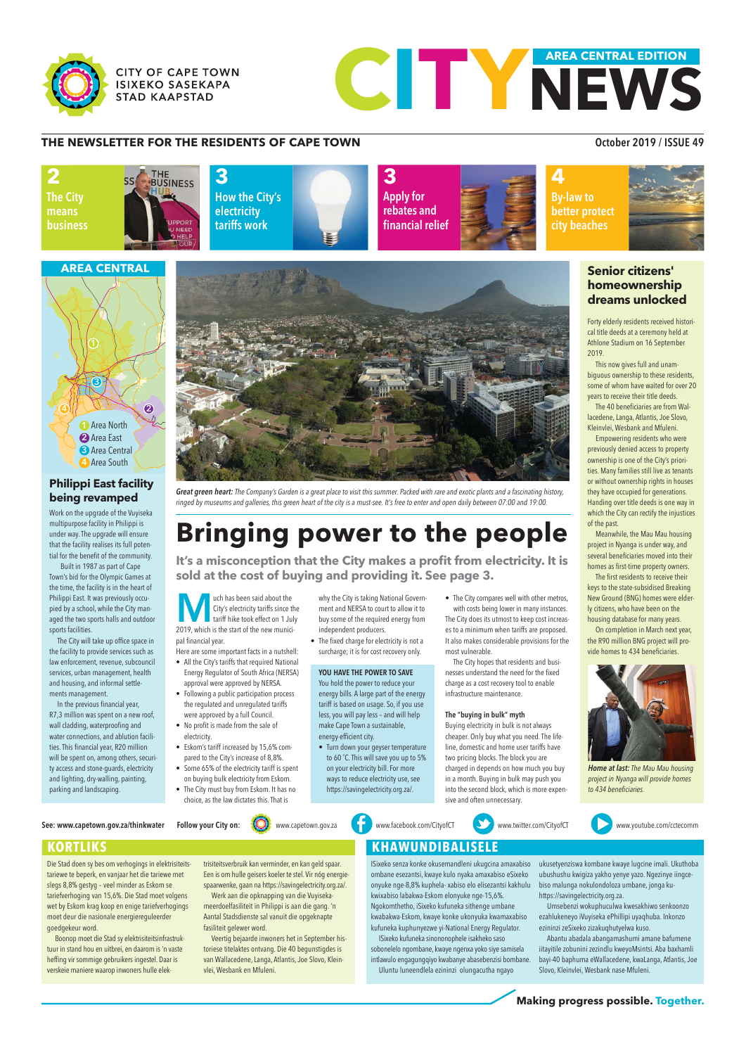CITY OF CAPE TOWN
ISIXEKO SASEKAPA
STAD KAAPSTAD

# CITY NEWS

AREA CENTRAL EDITION

THE NEWSLETTER FOR THE RESIDENTS OF CAPE TOWN

October 2019 / ISSUE 49

**2** The City means business

**3** How the City's electricity tariffs work

**3** Apply for rebates and financial relief

**4** By-law to better protect city beaches

AREA CENTRAL

1 Area North
2 Area East
3 Area Central
4 Area South

## Philippi East facility being revamped

Work on the upgrade of the Vuyiseka multipurpose facility in Philippi is under way. The upgrade will ensure that the facility realises its full potential for the benefit of the community.

Built in 1987 as part of Cape Town's bid for the Olympic Games at the time, the facility is in the heart of Philippi East. It was previously occupied by a school, while the City managed the two sports halls and outdoor sports facilities.

The City will take up office space in the facility to provide services such as law enforcement, revenue, subcouncil services, urban management, health and housing, and informal settlements management.

In the previous financial year, R7,3 million was spent on a new roof, wall cladding, waterproofing and water connections, and ablution facilities. This financial year, R20 million will be spent on, among others, security access and stone-guards, electricity and lighting, dry-walling, painting, parking and landscaping.

***Great green heart:*** *The Company's Garden is a great place to visit this summer. Packed with rare and exotic plants and a fascinating history, ringed by museums and galleries, this green heart of the city is a must-see. It's free to enter and open daily between 07:00 and 19:00.*

# Bringing power to the people

**It's a misconception that the City makes a profit from electricity. It is sold at the cost of buying and providing it. See page 3.**

Much has been said about the City's electricity tariffs since the tariff hike took effect on 1 July 2019, which is the start of the new municipal financial year.

Here are some important facts in a nutshell:

- All the City's tariffs that required National Energy Regulator of South Africa (NERSA) approval were approved by NERSA.
- Following a public participation process the regulated and unregulated tariffs were approved by a full Council.
- No profit is made from the sale of electricity.
- Eskom's tariff increased by 15,6% compared to the City's increase of 8,8%.
- Some 65% of the electricity tariff is spent on buying bulk electricity from Eskom.
- The City must buy from Eskom. It has no choice, as the law dictates this. That is why the City is taking National Government and NERSA to court to allow it to buy some of the required energy from independent producers.
- The fixed charge for electricity is not a surcharge; it is for cost recovery only.

**YOU HAVE THE POWER TO SAVE**

You hold the power to reduce your energy bills. A large part of the energy tariff is based on usage. So, if you use less, you will pay less – and will help make Cape Town a sustainable, energy-efficient city.

- Turn down your geyser temperature to 60 °C. This will save you up to 5% on your electricity bill. For more ways to reduce electricity use, see https://savingelectricity.org.za/.
- The City compares well with other metros, with costs being lower in many instances.

The City does its utmost to keep cost increases to a minimum when tariffs are proposed. It also makes considerable provisions for the most vulnerable.

The City hopes that residents and businesses understand the need for the fixed charge as a cost recovery tool to enable infrastructure maintenance.

**The "buying in bulk" myth**

Buying electricity in bulk is not always cheaper. Only buy what you need. The lifeline, domestic and home user tariffs have two pricing blocks. The block you are charged in depends on how much you buy in a month. Buying in bulk may push you into the second block, which is more expensive and often unnecessary.

## Senior citizens' homeownership dreams unlocked

Forty elderly residents received historical title deeds at a ceremony held at Athlone Stadium on 16 September 2019.

This now gives full and unambiguous ownership to these residents, some of whom have waited for over 20 years to receive their title deeds.

The 40 beneficiaries are from Wallacedene, Langa, Atlantis, Joe Slovo, Kleinvlei, Wesbank and Mfuleni.

Empowering residents who were previously denied access to property ownership is one of the City's priorities. Many families still live as tenants or without ownership rights in houses they have occupied for generations. Handing over title deeds is one way in which the City can rectify the injustices of the past.

Meanwhile, the Mau Mau housing project in Nyanga is under way, and several beneficiaries moved into their homes as first-time property owners.

The first residents to receive their keys to the state-subsidised Breaking New Ground (BNG) homes were elderly citizens, who have been on the housing database for many years.

On completion in March next year, the R90 million BNG project will provide homes to 434 beneficiaries.

***Home at last:*** *The Mau Mau housing project in Nyanga will provide homes to 434 beneficiaries.*

See: www.capetown.gov.za/thinkwater

Follow your City on: www.capetown.gov.za www.facebook.com/CityofCT www.twitter.com/CityofCT www.youtube.com/cctecomm

## KORTLIKS

Die Stad doen sy bes om verhogings in elektrisiteitstariewe te beperk, en daarom het die tariewe met slegs 8,8% gestyg – veel minder as Eskom se tariefverhoging van 15,6%. Die Stad moet volgens wet by Eskom krag koop en enige tariefverhogings moet deur die nasionale energiereguleerder goedgekeur word.

Boonop moet die Stad sy elektrisiteitsinfrastruktuur in stand hou en uitbrei, en daarom is 'n vaste heffing vir sommige gebruikers ingestel. Daar is verskeie maniere waarop inwoners hulle elektrisiteitsverbruik kan verminder, en kan geld spaar. Een is om hulle geisers koeler te stel. Vir nóg energiespaarwenke, gaan na https://savingelectricity.org.za/.

Werk aan die opknapping van die Vuyiseka-meerdoelfasiliteit in Philippi is aan die gang. 'n Aantal Stadsdienste sal vanuit die opgeknapte fasiliteit gelewer word.

Veertig bejaarde inwoners het in September historiese titelaktes ontvang. Die 40 begunstigdes is van Wallacedene, Langa, Atlantis, Joe Slovo, Kleinvlei, Wesbank en Mfuleni.

## KHAWUNDIBALISELE

ISixeko senza konke okusemandleni ukugcina amaxabiso ombane esezantsi, kwaye kulo nyaka amaxabiso eSixeko onyuke nge-8,8% kuphela- xabiso elo elisezantsi kakhulu kwixabiso labakwa-Eskom elonyuke nge-15,6%. Ngokomthetho, iSixeko kufuneka sithenge umbane kwabakwa-Eskom, kwaye konke ukonyuka kwamaxabiso kufuneka kuphunyezwe yi-National Energy Regulator.

ISixeko kufuneka sinononophele isakheko saso sobonelelo ngombane, kwaye ngenxa yoko siye samisela intlawulo engagungqiyo kwabanye abasebenzisi bombane. Uluntu luneendlela ezininzi olungacutha ngayo ukusetyenziswa kombane kwaye lugcine imali. Ukuthoba ubushushu kwigiza yakho yenye yazo. Ngezinye iingcebiso malunga nokulondoloza umbane, jonga ku- https://savingelectricity.org.za.

Umsebenzi wokuphuculwa kwesakhiwo senkoonzo ezahlukeneyo iVuyiseka ePhillipi uyaqhuba. Inkonzo ezininzi zeSixeko zizakuqhutyelwa kuso.

Abantu abadala abangamashumi amane bafumene iitayitile zobunini zezindlu kweyoMsintsi. Aba baxhamli bayi-40 baphuma eWallacedene, kwaLanga, Atlantis, Joe Slovo, Kleinvlei, Wesbank nase-Mfuleni.

**Making progress possible. Together.**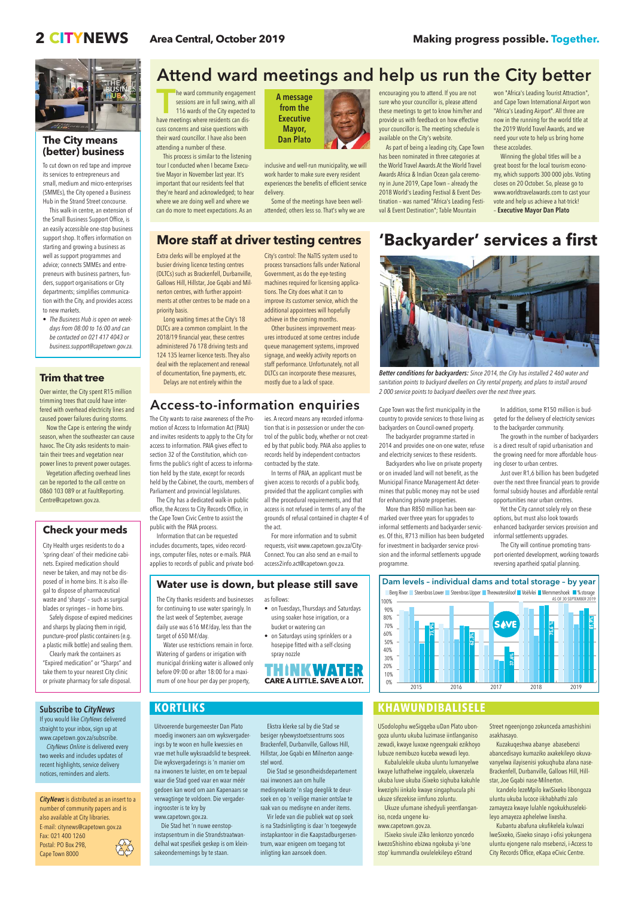# Attend ward meetings and help us run the City better

### A message from the Executive Mayor, Dan Plato

The ward community engagement sessions are in full swing, with all 116 wards of the City expected to have meetings where residents can discuss concerns and raise questions with their ward councillor. I have also been attending a number of these.

This process is similar to the listening tour I conducted when I became Executive Mayor in November last year. It's important that our residents feel that they're heard and acknowledged; to hear where we are doing well and where we can do more to meet expectations. As an inclusive and well-run municipality, we will work harder to make sure every resident experiences the benefits of efficient service delivery.

Some of the meetings have been well-attended; others less so. That's why we are encouraging you to attend. If you are not sure who your councillor is, please attend these meetings to get to know him/her and provide us with feedback on how effective your councillor is. The meeting schedule is available on the City's website.

As part of being a leading city, Cape Town has been nominated in three categories at the World Travel Awards.At the World Travel Awards Africa & Indian Ocean gala ceremony in June 2019, Cape Town – already the 2018 World's Leading Festival & Event Destination – was named "Africa's Leading Festival & Event Destination"; Table Mountain won "Africa's Leading Tourist Attraction", and Cape Town International Airport won "Africa's Leading Airport". All three are now in the running for the world title at the 2019 World Travel Awards, and we need your vote to help us bring home these accolades.

Winning the global titles will be a great boost for the local tourism economy, which supports 300 000 jobs. Voting closes on 20 October. So, please go to www.worldtravelawards.com to cast your vote and help us achieve a hat-trick!

– **Executive Mayor Dan Plato**

## The City means (better) business

To cut down on red tape and improve its services to entrepreneurs and small, medium and micro-enterprises (SMMEs), the City opened a Business Hub in the Strand Street concourse.

This walk-in centre, an extension of the Small Business Support Office, is an easily accessible one-stop business support shop. It offers information on starting and growing a business as well as support programmes and advice; connects SMMEs and entrepreneurs with business partners, funders, support organisations or City departments; simplifies communication with the City, and provides access to new markets.

- *The Business Hub is open on weekdays from 08:00 to 16:00 and can be contacted on 021 417 4043 or business.support@capetown.gov.za.*

## Trim that tree

Over winter, the City spent R15 million trimming trees that could have interfered with overhead electricity lines and caused power failures during storms.

Now the Cape is entering the windy season, when the southeaster can cause havoc. The City asks residents to maintain their trees and vegetation near power lines to prevent power outages.

Vegetation affecting overhead lines can be reported to the call centre on 0860 103 089 or at FaultReporting.Centre@capetown.gov.za.

## Check your meds

City Health urges residents to do a 'spring-clean' of their medicine cabinets. Expired medication should never be taken, and may not be disposed of in home bins. It is also illegal to dispose of pharmaceutical waste and 'sharps' – such as surgical blades or syringes – in home bins.

Safely dispose of expired medicines and sharps by placing them in rigid, puncture-proof plastic containers (e.g. a plastic milk bottle) and sealing them.

Clearly mark the containers as "Expired medication" or "Sharps" and take them to your nearest City clinic or private pharmacy for safe disposal.

## More staff at driver testing centres

Extra clerks will be employed at the busier driving licence testing centres (DLTCs) such as Brackenfell, Durbanville, Gallows Hill, Hillstar, Joe Gqabi and Milnerton centres, with further appointments at other centres to be made on a priority basis.

Long waiting times at the City's 18 DLTCs are a common complaint. In the 2018/19 financial year, these centres administered 76 178 driving tests and 124 135 learner licence tests. They also deal with the replacement and renewal of documentation, fine payments, etc.

Delays are not entirely within the City's control: The NaTIS system used to process transactions falls under National Government, as do the eye-testing machines required for licensing applications. The City does what it can to improve its customer service, which the additional appointees will hopefully achieve in the coming months.

Other business improvement measures introduced at some centres include queue management systems, improved signage, and weekly activity reports on staff performance. Unfortunately, not all DLTCs can incorporate these measures, mostly due to a lack of space.

## 'Backyarder' services a first

*Better conditions for backyarders: Since 2014, the City has installed 2 460 water and sanitation points to backyard dwellers on City rental property, and plans to install around 2 000 service points to backyard dwellers over the next three years.*

Cape Town was the first municipality in the country to provide services to those living as backyarders on Council-owned property.

The backyarder programme started in 2014 and provides one-on-one water, refuse and electricity services to these residents.

Backyarders who live on private property or on invaded land will not benefit, as the Municipal Finance Management Act determines that public money may not be used for enhancing private properties.

More than R850 million has been earmarked over three years for upgrades to informal settlements and backyarder services. Of this, R713 million has been budgeted for investment in backyarder service provision and the informal settlements upgrade programme.

In addition, some R150 million is budgeted for the delivery of electricity services to the backyarder community.

The growth in the number of backyarders is a direct result of rapid urbanisation and the growing need for more affordable housing closer to urban centres.

Just over R1,6 billion has been budgeted over the next three financial years to provide formal subsidy houses and affordable rental opportunities near urban centres.

Yet the City cannot solely rely on these options, but must also look towards enhanced backyarder services provision and informal settlements upgrades.

The City will continue promoting transport-oriented development, working towards reversing apartheid spatial planning.

## Access-to-information enquiries

The City wants to raise awareness of the Promotion of Access to Information Act (PAIA) and invites residents to apply to the City for access to information. PAIA gives effect to section 32 of the Constitution, which confirms the public's right of access to information held by the state, except for records held by the Cabinet, the courts, members of Parliament and provincial legislatures.

The City has a dedicated walk-in public office, the Access to City Records Office, in the Cape Town Civic Centre to assist the public with the PAIA process.

Information that can be requested includes documents, tapes, video recordings, computer files, notes or e-mails. PAIA applies to records of public and private bodies. A record means any recorded information that is in possession or under the control of the public body, whether or not created by that public body. PAIA also applies to records held by independent contractors contracted by the state.

In terms of PAIA, an applicant must be given access to records of a public body, provided that the applicant complies with all the procedural requirements, and that access is not refused in terms of any of the grounds of refusal contained in chapter 4 of the act.

For more information and to submit requests, visit www.capetown.gov.za/City-Connect. You can also send an e-mail to access2info.act@capetown.gov.za.

## Water use is down, but please still save

The City thanks residents and businesses for continuing to use water sparingly. In the last week of September, average daily use was 616 Mℓ/day, less than the target of 650 Mℓ/day.

Water use restrictions remain in force. Watering of gardens or irrigation with municipal drinking water is allowed only before 09:00 or after 18:00 for a maximum of one hour per day per property, as follows:

- on Tuesdays, Thursdays and Saturdays using soaker hose irrigation, or a bucket or watering can
- on Saturdays using sprinklers or a hosepipe fitted with a self-closing spray nozzle

**THINK WATER**
**CARE A LITTLE. SAVE A LOT.**

## Dam levels – individual dams and total storage – by year

Berg River | Steenbras Lower | Steenbras Upper | Theewaterskloof | Voëlvlei | Wemmershoek | % storage

AS OF 30 SEPTEMBER 2019

| Year | % storage |
|---|---|
| 2015 | 73,9% |
| 2016 | 62,5% |
| 2017 | 37,4% |
| 2018 | 75,6% |
| 2019 | 81,9% |

## Subscribe to *CityNews*

If you would like *CityNews* delivered straight to your inbox, sign up at www.capetown.gov.za/subscribe.

*CityNews Online* is delivered every two weeks and includes updates of recent highlights, service delivery notices, reminders and alerts.

***CityNews*** is distributed as an insert to a number of community papers and is also available at City libraries.
E-mail: citynews@capetown.gov.za
Fax: 021 400 1260
Postal: PO Box 298, Cape Town 8000

## KORTLIKS

Uitvoerende burgemeester Dan Plato moedig inwoners aan om wyksvergaderings by te woon en hulle kwessies en vrae met hulle wyksraadslid te bespreek. Die wyksvergaderings is 'n manier om na inwoners te luister, en om te bepaal waar die Stad goed vaar en waar méér gedoen kan word om aan Kapenaars se verwagtinge te voldoen. Die vergaderingrooster is te kry by www.capetown.gov.za.

Die Stad het 'n nuwe eenstopinstapsentrum in die Strandstraatwandelhal wat spesifiek geskep is om kleinsakeondernemings by te staan.

Ekstra klerke sal by die Stad se besiger rybewystoetssentrums soos Brackenfell, Durbanville, Gallows Hill, Hillstar, Joe Gqabi en Milnerton aangestel word.

Die Stad se gesondheidsdepartement raai inwoners aan om hulle medisynekaste 'n slag deeglik te deursoek en op 'n veilige manier ontslae te raak van ou medisyne en ander items.

Vir lede van die publiek wat op soek is na Stadsinligting is daar 'n toegewyde instapkantoor in die Kaapstadburgersentrum, waar enigeen om toegang tot inligting kan aansoek doen.

## KHAWUNDIBALISELE

USodolophu weSigqeba uDan Plato ubongoza uluntu ukuba luzimase iintlanganiso zewadi, kwaye luxoxe ngeengxaki ezikhoyo lubuze nemibuzo kuceba wewadi leyo.

Kubalulekile ukuba uluntu lumanyelwe kwaye luthathelwe ingqalelo, ukwenzela ukuba luve ukuba iSixeko siqhuba kakuhle kweziphi iinkalo kwaye singaphucula phi ukuze sifezekise iimfuno zoluntu.

Ukuze ufumane ishedyuli yeentlanganiso, nceda ungene ku-www.capetown.gov.za.

ISixeko sivule iZiko lenkonzo yoncedo kwezoShishino ebizwa ngokuba yi-'one stop' kummandla ovulelekileyo eStrand Street ngeenjongo zokunceda amashishini asakhasayo.

Kuzakuqeshwa abanye abasebenzi abancedisayo kumaziko azakekileyo okuvavanyelwa ilayisenisi yokuqhuba afana naseBrackenfell, Durbanville, Gallows Hill, Hillstar, Joe Gqabi nase-Milnerton.

Icandelo lezeMpilo kwiSixeko libongoza uluntu ukuba lucoce iikhabhathi zalo zamayeza kwaye lulahle ngokukhuselekileyo amayeza aphelelwe lixesha.

Kubantu abafuna ukufikelela kulwazi lweSixeko, iSixeko sinayo i-ofisi yokungena uluntu ejongene nalo msebenzi, i-Access to City Records Office, eKapa eCivic Centre.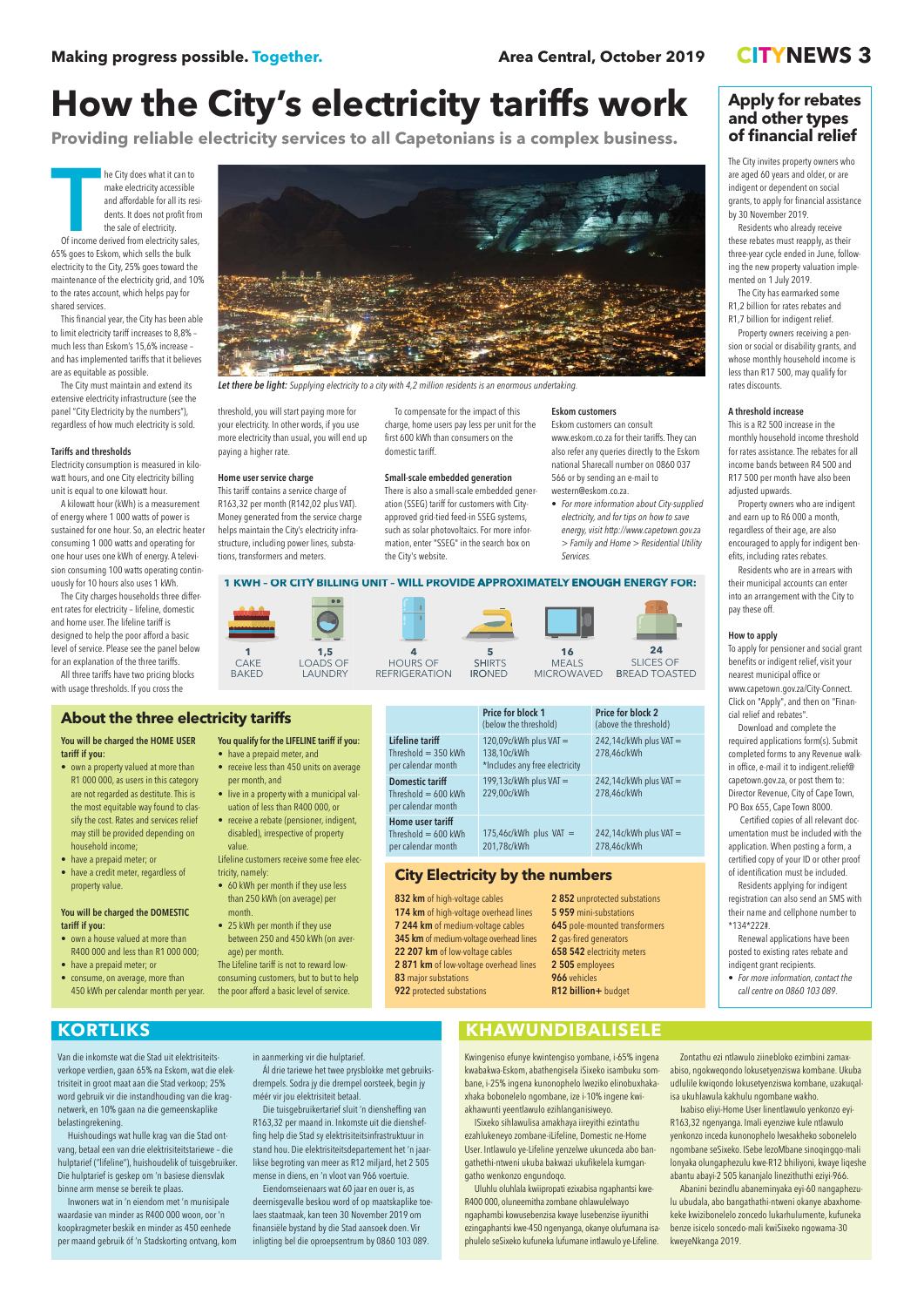# How the City's electricity tariffs work

**Providing reliable electricity services to all Capetonians is a complex business.**

The City does what it can to make electricity accessible and affordable for all its residents. It does not profit from the sale of electricity.

Of income derived from electricity sales, 65% goes to Eskom, which sells the bulk electricity to the City, 25% goes toward the maintenance of the electricity grid, and 10% to the rates account, which helps pay for shared services.

This financial year, the City has been able to limit electricity tariff increases to 8,8% – much less than Eskom's 15,6% increase – and has implemented tariffs that it believes are as equitable as possible.

The City must maintain and extend its extensive electricity infrastructure (see the panel "City Electricity by the numbers"), regardless of how much electricity is sold.

### Tariffs and thresholds

Electricity consumption is measured in kilowatt hours, and one City electricity billing unit is equal to one kilowatt hour.

A kilowatt hour (kWh) is a measurement of energy where 1 000 watts of power is sustained for one hour. So, an electric heater consuming 1 000 watts and operating for one hour uses one kWh of energy. A television consuming 100 watts operating continuously for 10 hours also uses 1 kWh.

The City charges households three different rates for electricity – lifeline, domestic and home user. The lifeline tariff is designed to help the poor afford a basic level of service. Please see the panel below for an explanation of the three tariffs.

All three tariffs have two pricing blocks with usage thresholds. If you cross the threshold, you will start paying more for your electricity. In other words, if you use more electricity than usual, you will end up paying a higher rate.

*Let there be light:* *Supplying electricity to a city with 4,2 million residents is an enormous undertaking.*

### Home user service charge

This tariff contains a service charge of R163,32 per month (R142,02 plus VAT). Money generated from the service charge helps maintain the City's electricity infrastructure, including power lines, substations, transformers and meters.

To compensate for the impact of this charge, home users pay less per unit for the first 600 kWh than consumers on the domestic tariff.

### Small-scale embedded generation

There is also a small-scale embedded generation (SSEG) tariff for customers with City-approved grid-tied feed-in SSEG systems, such as solar photovoltaics. For more information, enter "SSEG" in the search box on the City's website.

### Eskom customers

Eskom customers can consult www.eskom.co.za for their tariffs. They can also refer any queries directly to the Eskom national Sharecall number on 0860 037 566 or by sending an e-mail to western@eskom.co.za.

- *For more information about City-supplied electricity, and for tips on how to save energy, visit http://www.capetown.gov.za > Family and Home > Residential Utility Services.*

### 1 KWH – OR CITY BILLING UNIT – WILL PROVIDE APPROXIMATELY ENOUGH ENERGY FOR:

- **1** CAKE BAKED
- **1,5** LOADS OF LAUNDRY
- **4** HOURS OF REFRIGERATION
- **5** SHIRTS IRONED
- **16** MEALS MICROWAVED
- **24** SLICES OF BREAD TOASTED

## About the three electricity tariffs

**You will be charged the HOME USER tariff if you:**

- own a property valued at more than R1 000 000, as users in this category are not regarded as destitute. This is the most equitable way found to classify the cost. Rates and services relief may still be provided depending on household income;
- have a prepaid meter; or
- have a credit meter, regardless of property value.

**You will be charged the DOMESTIC tariff if you:**

- own a house valued at more than R400 000 and less than R1 000 000;
- have a prepaid meter; or
- consume, on average, more than 450 kWh per calendar month per year.

**You qualify for the LIFELINE tariff if you:**

- have a prepaid meter, and
- receive less than 450 units on average per month, and
- live in a property with a municipal valuation of less than R400 000, or
- receive a rebate (pensioner, indigent, disabled), irrespective of property value.

Lifeline customers receive some free electricity, namely:

- 60 kWh per month if they use less than 250 kWh (on average) per month.
- 25 kWh per month if they use between 250 and 450 kWh (on average) per month.

The Lifeline tariff is not to reward low-consuming customers, but to help the poor afford a basic level of service.

| | Price for block 1 (below the threshold) | Price for block 2 (above the threshold) |
|---|---|---|
| **Lifeline tariff** Threshold = 350 kWh per calendar month | 120,09c/kWh plus VAT = 138,10c/kWh *Includes any free electricity | 242,14c/kWh plus VAT = 278,46c/kWh |
| **Domestic tariff** Threshold = 600 kWh per calendar month | 199,13c/kWh plus VAT = 229,00c/kWh | 242,14c/kWh plus VAT = 278,46c/kWh |
| **Home user tariff** Threshold = 600 kWh per calendar month | 175,46c/kWh plus VAT = 201,78c/kWh | 242,14c/kWh plus VAT = 278,46c/kWh |

## City Electricity by the numbers

- **832 km** of high-voltage cables
- **174 km** of high-voltage overhead lines
- **7 244 km** of medium-voltage cables
- **345 km** of medium-voltage overhead lines
- **22 207 km** of low-voltage cables
- **2 871 km** of low-voltage overhead lines
- **83** major substations
- **922** protected substations
- **2 852** unprotected substations
- **5 959** mini-substations
- **645** pole-mounted transformers
- **2** gas-fired generators
- **658 542** electricity meters
- **2 505** employees
- **966** vehicles
- **R12 billion+** budget

## Apply for rebates and other types of financial relief

The City invites property owners who are aged 60 years and older, or are indigent or dependent on social grants, to apply for financial assistance by 30 November 2019.

Residents who already receive these rebates must reapply, as their three-year cycle ended in June, following the new property valuation implemented on 1 July 2019.

The City has earmarked some R1,2 billion for rates rebates and R1,7 billion for indigent relief.

Property owners receiving a pension or social or disability grants, and whose monthly household income is less than R17 500, may qualify for rates discounts.

### A threshold increase

This is a R2 500 increase in the monthly household income threshold for rates assistance. The rebates for all income bands between R4 500 and R17 500 per month have also been adjusted upwards.

Property owners who are indigent and earn up to R6 000 a month, regardless of their age, are also encouraged to apply for indigent benefits, including rates rebates.

Residents who are in arrears with their municipal accounts can enter into an arrangement with the City to pay these off.

### How to apply

To apply for pensioner and social grant benefits or indigent relief, visit your nearest municipal office or www.capetown.gov.za/City-Connect. Click on "Apply", and then on "Financial relief and rebates".

Download and complete the required applications form(s). Submit completed forms to any Revenue walk-in office, e-mail it to indigent.relief@capetown.gov.za, or post them to: Director Revenue, City of Cape Town, PO Box 655, Cape Town 8000.

Certified copies of all relevant documentation must be included with the application. When posting a form, a certified copy of your ID or other proof of identification must be included.

Residents applying for indigent registration can also send an SMS with their name and cellphone number to *134*222#.

Renewal applications have been posted to existing rates rebate and indigent grant recipients.

- *For more information, contact the call centre on 0860 103 089.*

## KORTLIKS

Van die inkomste wat die Stad uit elektrisiteitsverkope verdien, gaan 65% na Eskom, wat die elektrisiteit in groot maat aan die Stad verkoop; 25% word gebruik vir die instandhouding van die kragnetwerk, en 10% gaan na die gemeenskaplike belastingrekening.

Huishoudings wat hulle krag van die Stad ontvang, betaal een van drie elektrisiteitstariewe – die hulptarief ("lifeline"), huishoudelik of tuisgebruiker. Die hulptarief is geskep om 'n basiese diensvlak binne arm mense se bereik te plaas.

Inwoners wat in 'n eiendom met 'n munisipale waardasie van minder as R400 000 woon, oor 'n koopkragmeter beskik en minder as 450 eenhede per maand gebruik of 'n Stadskorting ontvang, kom in aanmerking vir die hulptarief.

Ál drie tariewe het twee prysblokke met gebruiksdrempels. Sodra jy die drempel oorsteek, begin jy méér vir jou elektrisiteit betaal.

Die tuisgebruikertarief sluit 'n diensheffing van R163,32 per maand in. Inkomste uit die diensheffing help die Stad sy elektrisiteitsinfrastruktuur in stand hou. Die elektrisiteitsdepartement het 'n jaarlikse begroting van meer as R12 miljard, het 2 505 mense in diens, en 'n vloot van 966 voertuie.

Eiendomseienaars wat 60 jaar en ouer is, as deernisgevalle beskou word of op maatskaplike toelaes staatmaak, kan teen 30 November 2019 om finansiële bystand by die Stad aansoek doen. Vir inligting bel die oproepsentrum by 0860 103 089.

## KHAWUNDIBALISELE

Kwingeniso efunye kwintengiso yombane, i-65% ingena kwabakwa-Eskom, abathengisela iSixeko isambuku sombane, i-25% ingena kunonophelo lweziko elinobuxhakaxhaka bobonelelo ngombane, ize i-10% ingene kwiakhawunti yeentlawulo ezihlanganisiweyo.

ISixeko sihlawulisa amakhaya iireyithi ezintathu ezahlukeneyo zombane-iLifeline, Domestic ne-Home User. Intlawulo ye-Lifeline yenzelwe ukunceda abo bangathethi-ntweni ukuba bakwazi ukufikelela kumgangatho wenkonzo engundoqo.

Uluhlu oluhlala kwiipropati ezixabisa ngaphantsi kwe-R400 000, oluneemitha zombane ohlawulelwayo ngaphambi kowusebenzisa kwaye lusebenzise iiyunithi ezingaphantsi kwe-450 ngenyanga, okanye olufumana isaphulelo seSixeko kufuneka lufumane intlawulo ye-Lifeline.

Zontathu ezi ntlawulo ziinebloko ezimbini zamaxabiso, ngokweqondo lokusetyenziswa kombane. Ukuba udlulile kwiqondo lokusetyenziswa kombane, uzakuqalisa ukuhlawula kakhulu ngombane wakho.

Ixabiso eliyi-Home User linentlawulo yenkonzo eyi-R163,32 ngenyanga. Imali eyenziwe kule ntlawulo yenkonzo inceda kunonophelo lwesakheko sobonelelo ngombane seSixeko. ISebe lezoMbane sinoqingqo-mali lonyaka olungaphezulu kwe-R12 bhiliyoni, kwaye liqeshe abantu abayi-2 505 kananjalo linezithuthi eziyi-966.

Abanini bezindlu abaneminyaka eyi-60 nangaphezulu ubudala, abo bangathathi-ntweni okanye abaxhomekeke kwizibonelelo zoncedo lukarhulumente, kufuneka benze isicelo soncedo-mali kwiSixeko ngowama-30 kweyeNkanga 2019.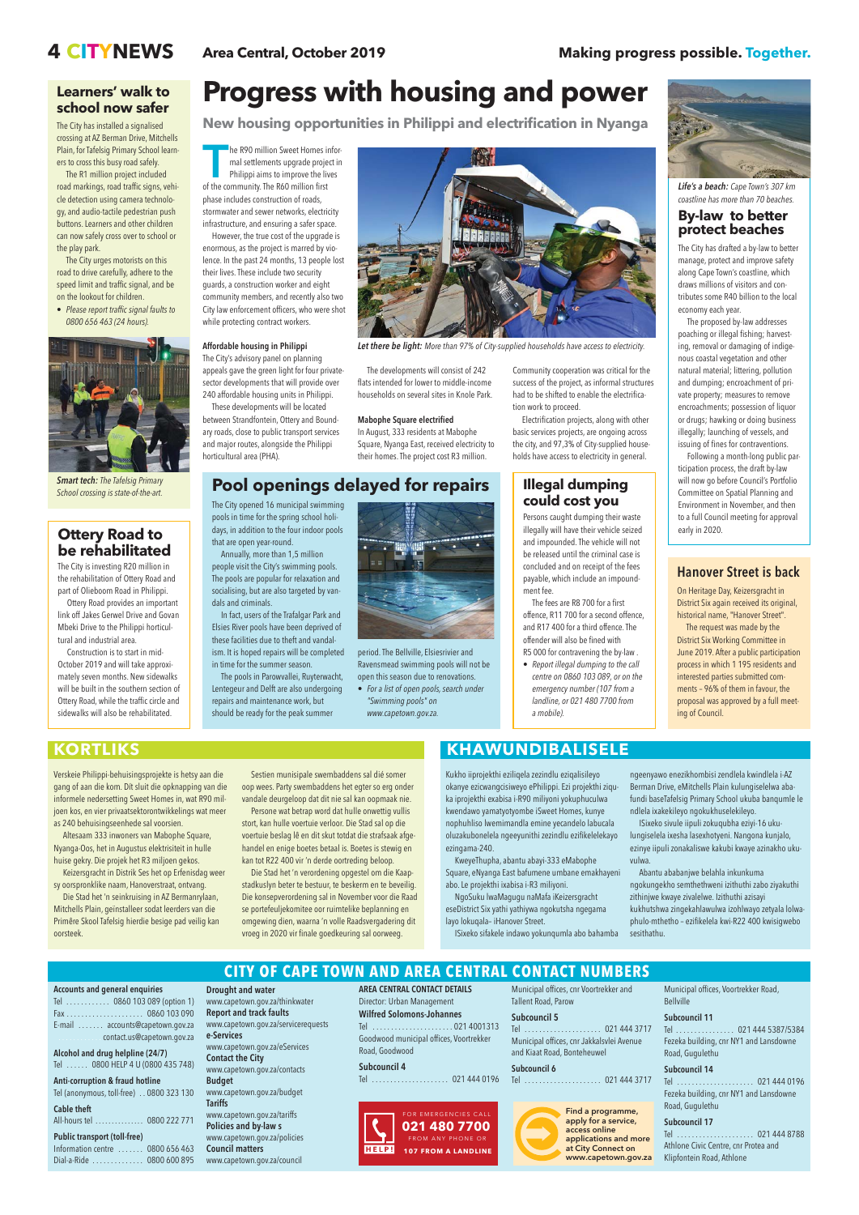# Progress with housing and power

**New housing opportunities in Philippi and electrification in Nyanga**

The R90 million Sweet Homes informal settlements upgrade project in Philippi aims to improve the lives of the community. The R60 million first phase includes construction of roads, stormwater and sewer networks, electricity infrastructure, and ensuring a safer space.

However, the true cost of the upgrade is enormous, as the project is marred by violence. In the past 24 months, 13 people lost their lives. These include two security guards, a construction worker and eight community members, and recently also two City law enforcement officers, who were shot while protecting contract workers.

### Affordable housing in Philippi

The City's advisory panel on planning appeals gave the green light for four private-sector developments that will provide over 240 affordable housing units in Philippi.

These developments will be located between Strandfontein, Ottery and Boundary roads, close to public transport services and major routes, alongside the Philippi horticultural area (PHA).

*Let there be light:* More than 97% of City-supplied households have access to electricity.

The developments will consist of 242 flats intended for lower to middle-income households on several sites in Knole Park.

### Mabophe Square electrified

In August, 333 residents at Mabophe Square, Nyanga East, received electricity to their homes. The project cost R3 million.

Community cooperation was critical for the success of the project, as informal structures had to be shifted to enable the electrification work to proceed.

Electrification projects, along with other basic services projects, are ongoing across the city, and 97,3% of City-supplied households have access to electricity in general.

## Learners' walk to school now safer

The City has installed a signalised crossing at AZ Berman Drive, Mitchells Plain, for Tafelsig Primary School learners to cross this busy road safely.

The R1 million project included road markings, road traffic signs, vehicle detection using camera technology, and audio-tactile pedestrian push buttons. Learners and other children can now safely cross over to school or the play park.

The City urges motorists on this road to drive carefully, adhere to the speed limit and traffic signal, and be on the lookout for children.

- *Please report traffic signal faults to 0800 656 463 (24 hours).*

*Smart tech:* *The Tafelsig Primary School crossing is state-of-the-art.*

## Ottery Road to be rehabilitated

The City is investing R20 million in the rehabilitation of Ottery Road and part of Olieboom Road in Philippi.

Ottery Road provides an important link off Jakes Gerwel Drive and Govan Mbeki Drive to the Philippi horticultural and industrial area.

Construction is to start in mid-October 2019 and will take approximately seven months. New sidewalks will be built in the southern section of Ottery Road, while the traffic circle and sidewalks will also be rehabilitated.

## Pool openings delayed for repairs

The City opened 16 municipal swimming pools in time for the spring school holidays, in addition to the four indoor pools that are open year-round.

Annually, more than 1,5 million people visit the City's swimming pools. The pools are popular for relaxation and socialising, but are also targeted by vandals and criminals.

In fact, users of the Trafalgar Park and Elsies River pools have been deprived of these facilities due to theft and vandalism. It is hoped repairs will be completed in time for the summer season.

The pools in Parowvallei, Ruyterwacht, Lentegeur and Delft are also undergoing repairs and maintenance work, but should be ready for the peak summer period. The Bellville, Elsiesrivier and Ravensmead swimming pools will not be open this season due to renovations.

- *For a list of open pools, search under "Swimming pools" on www.capetown.gov.za.*

## Illegal dumping could cost you

Persons caught dumping their waste illegally will have their vehicle seized and impounded. The vehicle will not be released until the criminal case is concluded and on receipt of the fees payable, which include an impoundment fee.

The fees are R8 700 for a first offence, R11 700 for a second offence, and R17 400 for a third offence. The offender will also be fined with R5 000 for contravening the by-law .

- *Report illegal dumping to the call centre on 0860 103 089, or on the emergency number (107 from a landline, or 021 480 7700 from a mobile).*

*Life's a beach:* *Cape Town's 307 km coastline has more than 70 beaches.*

## By-law to better protect beaches

The City has drafted a by-law to better manage, protect and improve safety along Cape Town's coastline, which draws millions of visitors and contributes some R40 billion to the local economy each year.

The proposed by-law addresses poaching or illegal fishing; harvesting, removal or damaging of indigenous coastal vegetation and other natural material; littering, pollution and dumping; encroachment of private property; measures to remove encroachments; possession of liquor or drugs; hawking or doing business illegally; launching of vessels, and issuing of fines for contraventions.

Following a month-long public participation process, the draft by-law will now go before Council's Portfolio Committee on Spatial Planning and Environment in November, and then to a full Council meeting for approval early in 2020.

## Hanover Street is back

On Heritage Day, Keizersgracht in District Six again received its original, historical name, "Hanover Street".

The request was made by the District Six Working Committee in June 2019. After a public participation process in which 1 195 residents and interested parties submitted comments – 96% of them in favour, the proposal was approved by a full meeting of Council.

## KORTLIKS

Verskeie Philippi-behuisingsprojekte is hetsy aan die gang of aan die kom. Dit sluit die opknapping van die informele nedersetting Sweet Homes in, wat R90 miljoen kos, en vier privaatsektorontwikkelings wat meer as 240 behuisingseenhede sal voorsien.

Altesaam 333 inwoners van Mabophe Square, Nyanga-Oos, het in Augustus elektrisiteit in hulle huise gekry. Die projek het R3 miljoen gekos.

Keizersgracht in Distrik Ses het op Erfenisdag weer sy oorspronklike naam, Hanoverstraat, ontvang.

Die Stad het 'n seinkruising in AZ Bermanrylaan, Mitchells Plain, geïnstalleer sodat leerders van die Primêre Skool Tafelsig hierdie besige pad veilig kan oorsteek.

Sestien munisipale swembaddens sal dié somer oop wees. Party swembaddens het egter so erg onder vandale deurgeloop dat dit nie sal kan oopmaak nie.

Persone wat betrap word dat hulle onwettig vullis stort, kan hulle voertuie verloor. Die Stad sal op die voertuie beslag lê en dit skut totdat die strafsaak afgehandel en enige boetes betaal is. Boetes is stewig en kan tot R22 400 vir 'n derde oortreding beloop.

Die Stad het 'n verordening opgestel om die Kaapstadkuslyn beter te bestuur, te beskerm en te beveilig. Die konsepverordening sal in November voor die Raad se portefeuljekomitee oor ruimtelike beplanning en omgewing dien, waarna 'n volle Raadsvergadering dit vroeg in 2020 vir finale goedkeuring sal oorweeg.

## KHAWUNDIBALISELE

Kukho iiprojekthi eziliqela zezindlu eziqalisileyo okanye ezicwangcisiweyo ePhilippi. Ezi projekthi ziquka iprojekthi exabisa i-R90 miliyoni yokuphuculwa kwendawo yamatyotyombe iSweet Homes, kunye nophuhliso lwemimandla emine yecandelo labucala oluzakubonelela ngeeyunithi zezindlu ezifikelelekayo ezingama-240.

KweyeThupha, abantu abayi-333 eMabophe Square, eNyanga East bafumene umbane emakhayeni abo. Le projekthi ixabisa i-R3 miliyoni.

NgoSuku lwaMagugu naMafa iKeizersgracht eseDistrict Six yathi yathiywa ngokutsha ngegama layo lokuqala– iHanover Street.

ISixeko sifakele indawo yokunqumla abo bahamba ngeenyawo enezikhombisi zendlela kwindlela i-AZ Berman Drive, eMitchells Plain kulungiselelwa abafundi baseTafelsig Primary School ukuba banqumle le ndlela ixakekileyo ngokukhuselekileyo.

ISixeko sivule iipuli zokuqubha eziyi-16 ukulungiselela ixesha lasexhotyeni. Nangona kunjalo, ezinye iipuli zonakaliswe kakubi kwaye azinakho ukuvulwa.

Abantu ababanjwe belahla inkunkuma ngokungekho semthethweni izithuthi zabo ziyakuthi zithinjwe kwaye zivalelwe. Izithuthi azisayi kukhutshwa zingekahlawulwa izohlwayo zetyala lolwaphulo-mthetho – ezifikelela kwi-R22 400 kwisigwebo sesithathu.

## CITY OF CAPE TOWN AND AREA CENTRAL CONTACT NUMBERS

**Accounts and general enquiries**
Tel ............ 0860 103 089 (option 1)
Fax ...................... 0860 103 090
E-mail ....... accounts@capetown.gov.za
.............. contact.us@capetown.gov.za

**Alcohol and drug helpline (24/7)**
Tel ...... 0800 HELP 4 U (0800 435 748)

**Anti-corruption & fraud hotline**
Tel (anonymous, toll-free) .. 0800 323 130

**Cable theft**
All-hours tel ............... 0800 222 771

**Public transport (toll-free)**
Information centre ....... 0800 656 463
Dial-a-Ride .............. 0800 600 895

**Drought and water**
www.capetown.gov.za/thinkwater
**Report and track faults**
www.capetown.gov.za/servicerequests
**e-Services**
www.capetown.gov.za/eServices
**Contact the City**
www.capetown.gov.za/contacts
**Budget**
www.capetown.gov.za/budget
**Tariffs**
www.capetown.gov.za/tariffs
**Policies and by-law s**
www.capetown.gov.za/policies
**Council matters**
www.capetown.gov.za/council

**AREA CENTRAL CONTACT DETAILS**
Director: Urban Management
**Wilfred Solomons-Johannes**
Tel ...................... 021 4001313
Goodwood municipal offices, Voortrekker Road, Goodwood

**Subcouncil 4**
Tel ..................... 021 444 0196
Municipal offices, cnr Voortrekker and Tallent Road, Parow

**Subcouncil 5**
Tel ..................... 021 444 3717
Municipal offices, cnr Jakkalsvlei Avenue and Kiaat Road, Bonteheuwel

**Subcouncil 6**
Tel ..................... 021 444 3717
Municipal offices, Voortrekker Road, Bellville

**Subcouncil 11**
Tel ................ 021 444 5387/5384
Fezeka building, cnr NY1 and Lansdowne Road, Gugulethu

**Subcouncil 14**
Tel ..................... 021 444 0196
Fezeka building, cnr NY1 and Lansdowne Road, Gugulethu

**Subcouncil 17**
Tel ..................... 021 444 8788
Athlone Civic Centre, cnr Protea and Klipfontein Road, Athlone

FOR EMERGENCIES CALL **021 480 7700** FROM ANY PHONE OR **107 FROM A LANDLINE**

Find a programme, apply for a service, access online applications and more at City Connect on www.capetown.gov.za